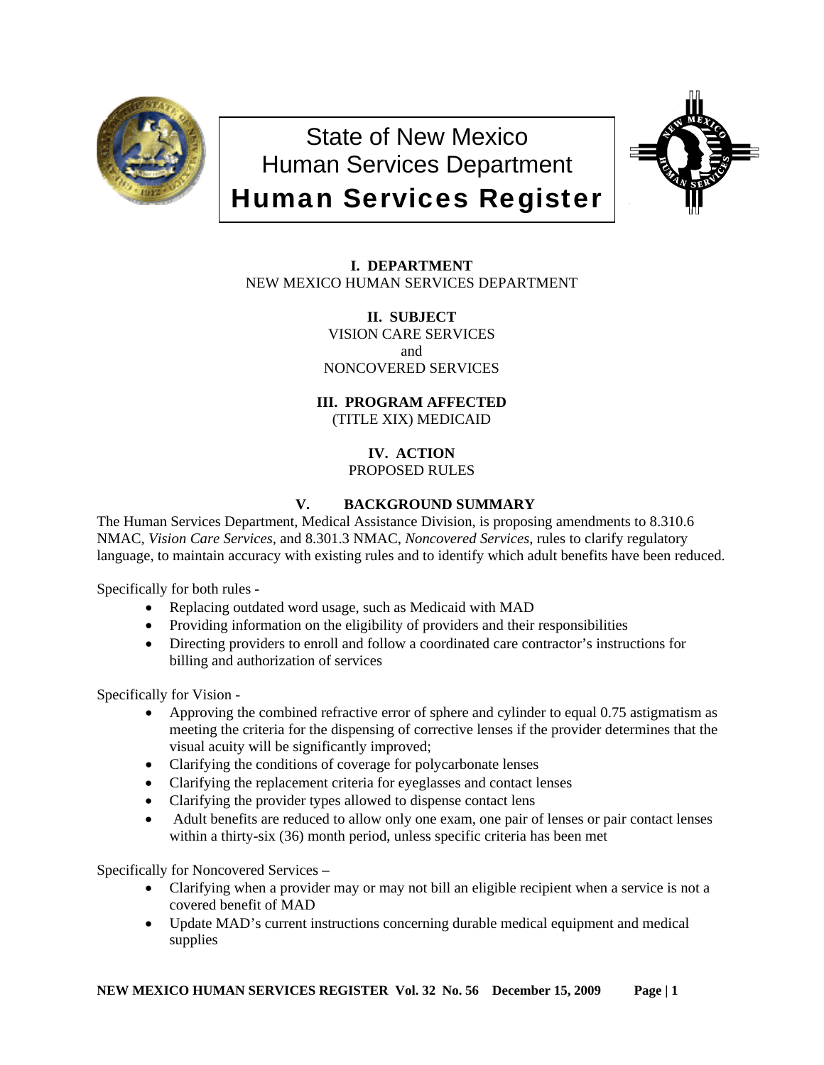# State of New Mexico
# Human Services Department
# Human Services Register

**I. DEPARTMENT**
NEW MEXICO HUMAN SERVICES DEPARTMENT

**II. SUBJECT**
VISION CARE SERVICES
and
NONCOVERED SERVICES

**III. PROGRAM AFFECTED**
(TITLE XIX) MEDICAID

**IV. ACTION**
PROPOSED RULES

**V. BACKGROUND SUMMARY**

The Human Services Department, Medical Assistance Division, is proposing amendments to 8.310.6 NMAC, *Vision Care Services*, and 8.301.3 NMAC, *Noncovered Services*, rules to clarify regulatory language, to maintain accuracy with existing rules and to identify which adult benefits have been reduced.

Specifically for both rules -

- Replacing outdated word usage, such as Medicaid with MAD
- Providing information on the eligibility of providers and their responsibilities
- Directing providers to enroll and follow a coordinated care contractor's instructions for billing and authorization of services

Specifically for Vision -

- Approving the combined refractive error of sphere and cylinder to equal 0.75 astigmatism as meeting the criteria for the dispensing of corrective lenses if the provider determines that the visual acuity will be significantly improved;
- Clarifying the conditions of coverage for polycarbonate lenses
- Clarifying the replacement criteria for eyeglasses and contact lenses
- Clarifying the provider types allowed to dispense contact lens
- Adult benefits are reduced to allow only one exam, one pair of lenses or pair contact lenses within a thirty-six (36) month period, unless specific criteria has been met

Specifically for Noncovered Services –

- Clarifying when a provider may or may not bill an eligible recipient when a service is not a covered benefit of MAD
- Update MAD's current instructions concerning durable medical equipment and medical supplies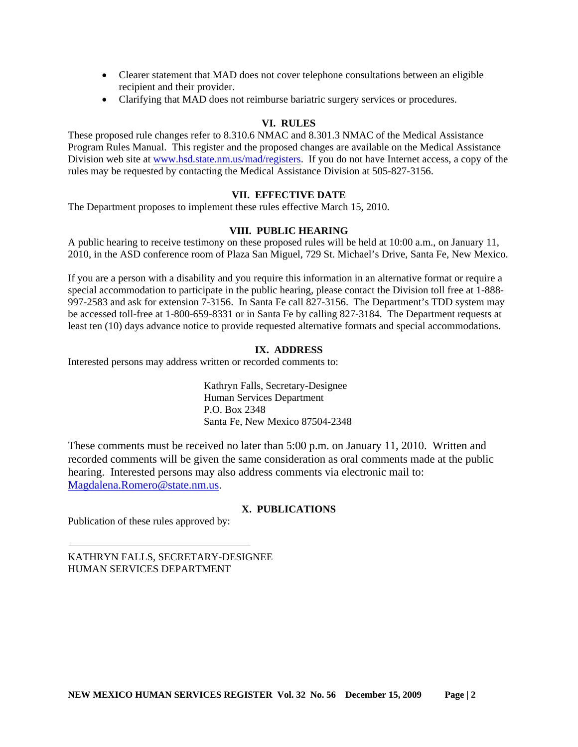- Clearer statement that MAD does not cover telephone consultations between an eligible recipient and their provider.
- Clarifying that MAD does not reimburse bariatric surgery services or procedures.

## VI. RULES

These proposed rule changes refer to 8.310.6 NMAC and 8.301.3 NMAC of the Medical Assistance Program Rules Manual. This register and the proposed changes are available on the Medical Assistance Division web site at www.hsd.state.nm.us/mad/registers. If you do not have Internet access, a copy of the rules may be requested by contacting the Medical Assistance Division at 505-827-3156.

## VII. EFFECTIVE DATE

The Department proposes to implement these rules effective March 15, 2010.

## VIII. PUBLIC HEARING

A public hearing to receive testimony on these proposed rules will be held at 10:00 a.m., on January 11, 2010, in the ASD conference room of Plaza San Miguel, 729 St. Michael's Drive, Santa Fe, New Mexico.

If you are a person with a disability and you require this information in an alternative format or require a special accommodation to participate in the public hearing, please contact the Division toll free at 1-888-997-2583 and ask for extension 7-3156. In Santa Fe call 827-3156. The Department's TDD system may be accessed toll-free at 1-800-659-8331 or in Santa Fe by calling 827-3184. The Department requests at least ten (10) days advance notice to provide requested alternative formats and special accommodations.

## IX. ADDRESS

Interested persons may address written or recorded comments to:

Kathryn Falls, Secretary-Designee
Human Services Department
P.O. Box 2348
Santa Fe, New Mexico 87504-2348

These comments must be received no later than 5:00 p.m. on January 11, 2010. Written and recorded comments will be given the same consideration as oral comments made at the public hearing. Interested persons may also address comments via electronic mail to: Magdalena.Romero@state.nm.us.

## X. PUBLICATIONS

Publication of these rules approved by:

\_\_\_\_\_\_\_\_\_\_\_\_\_\_\_\_\_\_\_\_\_\_\_\_\_\_\_\_\_\_\_\_\_\_\_\_

KATHRYN FALLS, SECRETARY-DESIGNEE
HUMAN SERVICES DEPARTMENT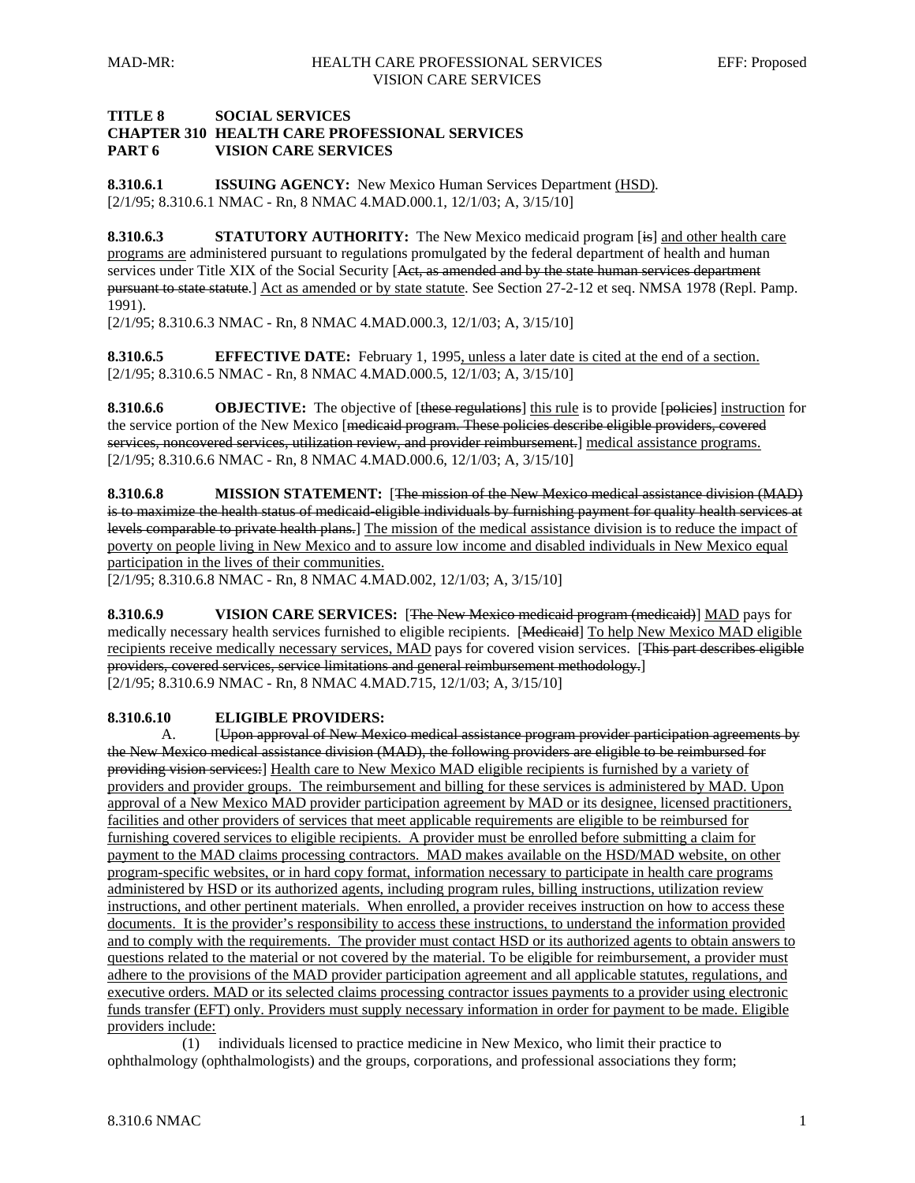**TITLE 8 SOCIAL SERVICES**
**CHAPTER 310 HEALTH CARE PROFESSIONAL SERVICES**
**PART 6 VISION CARE SERVICES**

**8.310.6.1 ISSUING AGENCY:** New Mexico Human Services Department (HSD).
[2/1/95; 8.310.6.1 NMAC - Rn, 8 NMAC 4.MAD.000.1, 12/1/03; A, 3/15/10]

**8.310.6.3 STATUTORY AUTHORITY:** The New Mexico medicaid program [~~is~~] and other health care programs are administered pursuant to regulations promulgated by the federal department of health and human services under Title XIX of the Social Security [~~Act, as amended and by the state human services department pursuant to state statute.~~] Act as amended or by state statute. See Section 27-2-12 et seq. NMSA 1978 (Repl. Pamp. 1991).
[2/1/95; 8.310.6.3 NMAC - Rn, 8 NMAC 4.MAD.000.3, 12/1/03; A, 3/15/10]

**8.310.6.5 EFFECTIVE DATE:** February 1, 1995, unless a later date is cited at the end of a section.
[2/1/95; 8.310.6.5 NMAC - Rn, 8 NMAC 4.MAD.000.5, 12/1/03; A, 3/15/10]

**8.310.6.6 OBJECTIVE:** The objective of [~~these regulations~~] this rule is to provide [~~policies~~] instruction for the service portion of the New Mexico [~~medicaid program. These policies describe eligible providers, covered services, noncovered services, utilization review, and provider reimbursement.~~] medical assistance programs.
[2/1/95; 8.310.6.6 NMAC - Rn, 8 NMAC 4.MAD.000.6, 12/1/03; A, 3/15/10]

**8.310.6.8 MISSION STATEMENT:** [~~The mission of the New Mexico medical assistance division (MAD) is to maximize the health status of medicaid-eligible individuals by furnishing payment for quality health services at levels comparable to private health plans.~~] The mission of the medical assistance division is to reduce the impact of poverty on people living in New Mexico and to assure low income and disabled individuals in New Mexico equal participation in the lives of their communities.
[2/1/95; 8.310.6.8 NMAC - Rn, 8 NMAC 4.MAD.002, 12/1/03; A, 3/15/10]

**8.310.6.9 VISION CARE SERVICES:** [~~The New Mexico medicaid program (medicaid)~~] MAD pays for medically necessary health services furnished to eligible recipients. [~~Medicaid~~] To help New Mexico MAD eligible recipients receive medically necessary services, MAD pays for covered vision services. [~~This part describes eligible providers, covered services, service limitations and general reimbursement methodology.~~]
[2/1/95; 8.310.6.9 NMAC - Rn, 8 NMAC 4.MAD.715, 12/1/03; A, 3/15/10]

**8.310.6.10 ELIGIBLE PROVIDERS:**

A. [~~Upon approval of New Mexico medical assistance program provider participation agreements by the New Mexico medical assistance division (MAD), the following providers are eligible to be reimbursed for providing vision services:~~] Health care to New Mexico MAD eligible recipients is furnished by a variety of providers and provider groups. The reimbursement and billing for these services is administered by MAD. Upon approval of a New Mexico MAD provider participation agreement by MAD or its designee, licensed practitioners, facilities and other providers of services that meet applicable requirements are eligible to be reimbursed for furnishing covered services to eligible recipients. A provider must be enrolled before submitting a claim for payment to the MAD claims processing contractors. MAD makes available on the HSD/MAD website, on other program-specific websites, or in hard copy format, information necessary to participate in health care programs administered by HSD or its authorized agents, including program rules, billing instructions, utilization review instructions, and other pertinent materials. When enrolled, a provider receives instruction on how to access these documents. It is the provider's responsibility to access these instructions, to understand the information provided and to comply with the requirements. The provider must contact HSD or its authorized agents to obtain answers to questions related to the material or not covered by the material. To be eligible for reimbursement, a provider must adhere to the provisions of the MAD provider participation agreement and all applicable statutes, regulations, and executive orders. MAD or its selected claims processing contractor issues payments to a provider using electronic funds transfer (EFT) only. Providers must supply necessary information in order for payment to be made. Eligible providers include:

(1) individuals licensed to practice medicine in New Mexico, who limit their practice to ophthalmology (ophthalmologists) and the groups, corporations, and professional associations they form;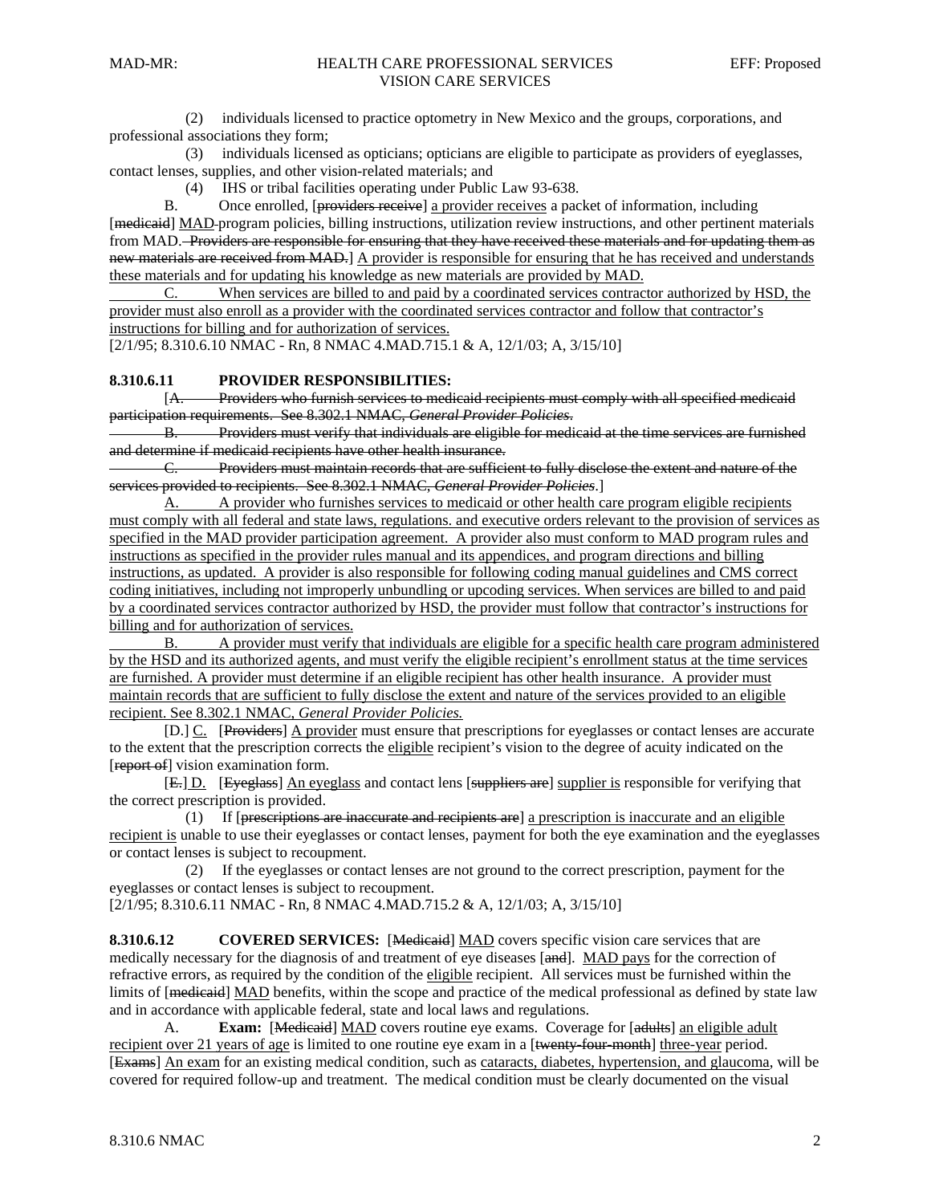(2) individuals licensed to practice optometry in New Mexico and the groups, corporations, and professional associations they form;

(3) individuals licensed as opticians; opticians are eligible to participate as providers of eyeglasses, contact lenses, supplies, and other vision-related materials; and

(4) IHS or tribal facilities operating under Public Law 93-638.

B. Once enrolled, [~~providers receive~~] a provider receives a packet of information, including [~~medicaid~~] MAD program policies, billing instructions, utilization review instructions, and other pertinent materials from MAD. ~~Providers are responsible for ensuring that they have received these materials and for updating them as new materials are received from MAD.~~] A provider is responsible for ensuring that he has received and understands these materials and for updating his knowledge as new materials are provided by MAD.

C. When services are billed to and paid by a coordinated services contractor authorized by HSD, the provider must also enroll as a provider with the coordinated services contractor and follow that contractor's instructions for billing and for authorization of services.

[2/1/95; 8.310.6.10 NMAC - Rn, 8 NMAC 4.MAD.715.1 & A, 12/1/03; A, 3/15/10]

**8.310.6.11 PROVIDER RESPONSIBILITIES:**

[~~A. Providers who furnish services to medicaid recipients must comply with all specified medicaid participation requirements. See 8.302.1 NMAC, *General Provider Policies*.~~

~~B. Providers must verify that individuals are eligible for medicaid at the time services are furnished and determine if medicaid recipients have other health insurance.~~

~~C. Providers must maintain records that are sufficient to fully disclose the extent and nature of the services provided to recipients. See 8.302.1 NMAC, *General Provider Policies*.~~]

A. A provider who furnishes services to medicaid or other health care program eligible recipients must comply with all federal and state laws, regulations. and executive orders relevant to the provision of services as specified in the MAD provider participation agreement. A provider also must conform to MAD program rules and instructions as specified in the provider rules manual and its appendices, and program directions and billing instructions, as updated. A provider is also responsible for following coding manual guidelines and CMS correct coding initiatives, including not improperly unbundling or upcoding services. When services are billed to and paid by a coordinated services contractor authorized by HSD, the provider must follow that contractor's instructions for billing and for authorization of services.

B. A provider must verify that individuals are eligible for a specific health care program administered by the HSD and its authorized agents, and must verify the eligible recipient's enrollment status at the time services are furnished. A provider must determine if an eligible recipient has other health insurance. A provider must maintain records that are sufficient to fully disclose the extent and nature of the services provided to an eligible recipient. See 8.302.1 NMAC, *General Provider Policies.*

[D.] C. [~~Providers~~] A provider must ensure that prescriptions for eyeglasses or contact lenses are accurate to the extent that the prescription corrects the eligible recipient's vision to the degree of acuity indicated on the [~~report of~~] vision examination form.

[~~E.~~] D. [~~Eyeglass~~] An eyeglass and contact lens [~~suppliers are~~] supplier is responsible for verifying that the correct prescription is provided.

(1) If [~~prescriptions are inaccurate and recipients are~~] a prescription is inaccurate and an eligible recipient is unable to use their eyeglasses or contact lenses, payment for both the eye examination and the eyeglasses or contact lenses is subject to recoupment.

(2) If the eyeglasses or contact lenses are not ground to the correct prescription, payment for the eyeglasses or contact lenses is subject to recoupment.

[2/1/95; 8.310.6.11 NMAC - Rn, 8 NMAC 4.MAD.715.2 & A, 12/1/03; A, 3/15/10]

**8.310.6.12 COVERED SERVICES:** [~~Medicaid~~] MAD covers specific vision care services that are medically necessary for the diagnosis of and treatment of eye diseases [~~and~~]. MAD pays for the correction of refractive errors, as required by the condition of the eligible recipient. All services must be furnished within the limits of [~~medicaid~~] MAD benefits, within the scope and practice of the medical professional as defined by state law and in accordance with applicable federal, state and local laws and regulations.

A. **Exam:** [~~Medicaid~~] MAD covers routine eye exams. Coverage for [~~adults~~] an eligible adult recipient over 21 years of age is limited to one routine eye exam in a [~~twenty-four-month~~] three-year period. [~~Exams~~] An exam for an existing medical condition, such as cataracts, diabetes, hypertension, and glaucoma, will be covered for required follow-up and treatment. The medical condition must be clearly documented on the visual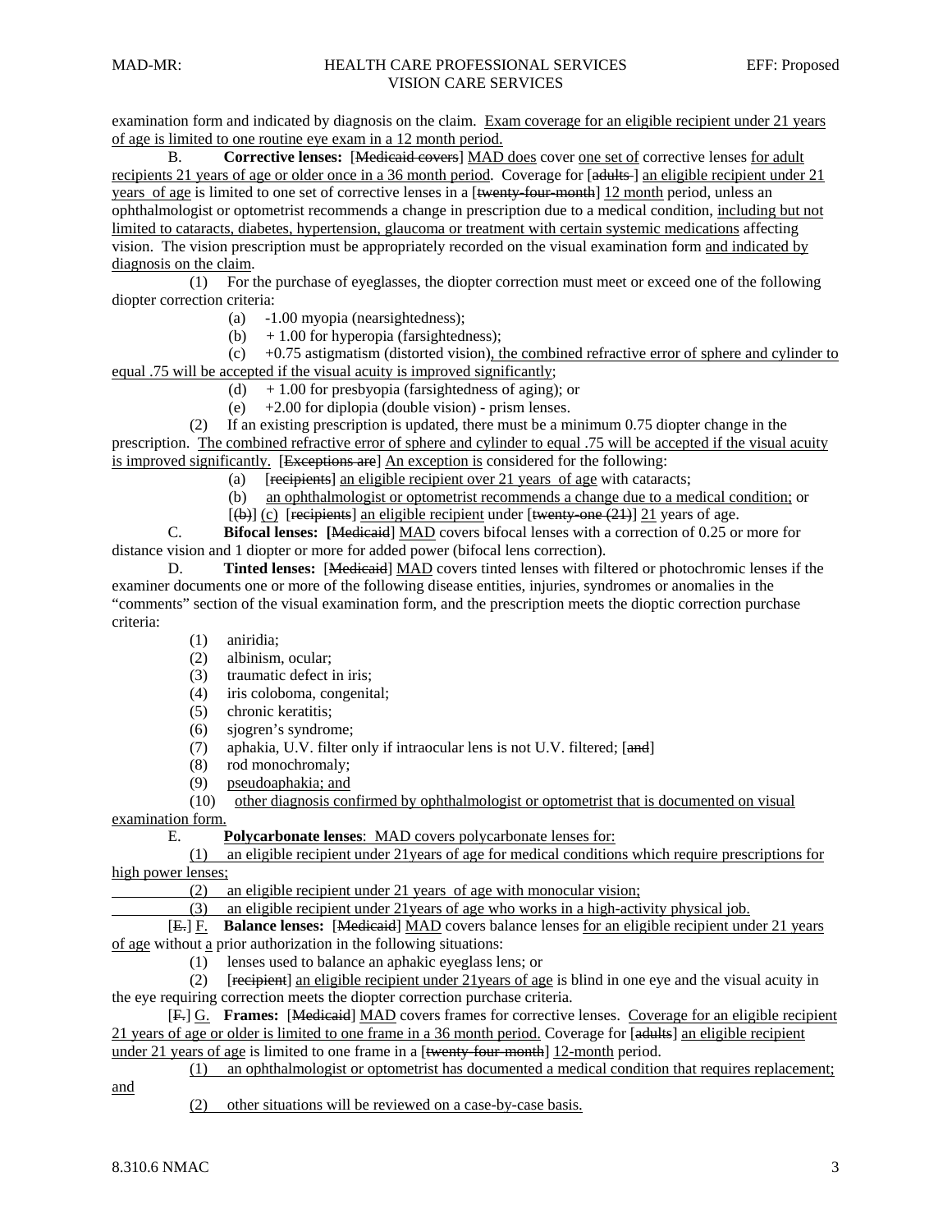examination form and indicated by diagnosis on the claim. Exam coverage for an eligible recipient under 21 years of age is limited to one routine eye exam in a 12 month period.

B. **Corrective lenses:** [~~Medicaid covers~~] MAD does cover one set of corrective lenses for adult recipients 21 years of age or older once in a 36 month period. Coverage for [~~adults~~ ] an eligible recipient under 21 years of age is limited to one set of corrective lenses in a [~~twenty-four-month~~] 12 month period, unless an ophthalmologist or optometrist recommends a change in prescription due to a medical condition, including but not limited to cataracts, diabetes, hypertension, glaucoma or treatment with certain systemic medications affecting vision. The vision prescription must be appropriately recorded on the visual examination form and indicated by diagnosis on the claim.

(1) For the purchase of eyeglasses, the diopter correction must meet or exceed one of the following diopter correction criteria:

(a) -1.00 myopia (nearsightedness);

(b) + 1.00 for hyperopia (farsightedness);

(c) +0.75 astigmatism (distorted vision), the combined refractive error of sphere and cylinder to equal .75 will be accepted if the visual acuity is improved significantly;

(d) + 1.00 for presbyopia (farsightedness of aging); or

(e) +2.00 for diplopia (double vision) - prism lenses.

(2) If an existing prescription is updated, there must be a minimum 0.75 diopter change in the prescription. The combined refractive error of sphere and cylinder to equal .75 will be accepted if the visual acuity is improved significantly. [~~Exceptions are~~] An exception is considered for the following:

(a) [~~recipients~~] an eligible recipient over 21 years of age with cataracts;

(b) an ophthalmologist or optometrist recommends a change due to a medical condition; or

[~~(b)~~] (c) [~~recipients~~] an eligible recipient under [~~twenty-one (21)~~] 21 years of age.

C. **Bifocal lenses:** [~~Medicaid~~] MAD covers bifocal lenses with a correction of 0.25 or more for distance vision and 1 diopter or more for added power (bifocal lens correction).

D. **Tinted lenses:** [~~Medicaid~~] MAD covers tinted lenses with filtered or photochromic lenses if the examiner documents one or more of the following disease entities, injuries, syndromes or anomalies in the "comments" section of the visual examination form, and the prescription meets the dioptic correction purchase criteria:

(1) aniridia;

(2) albinism, ocular;

(3) traumatic defect in iris;

(4) iris coloboma, congenital;

(5) chronic keratitis;

(6) sjogren's syndrome;

(7) aphakia, U.V. filter only if intraocular lens is not U.V. filtered; [~~and~~]

(8) rod monochromaly;

(9) pseudoaphakia; and

(10) other diagnosis confirmed by ophthalmologist or optometrist that is documented on visual examination form.

E. **Polycarbonate lenses**: MAD covers polycarbonate lenses for:

(1) an eligible recipient under 21years of age for medical conditions which require prescriptions for high power lenses;

(2) an eligible recipient under 21 years of age with monocular vision;

(3) an eligible recipient under 21years of age who works in a high-activity physical job.

[~~E.~~] F. **Balance lenses:** [~~Medicaid~~] MAD covers balance lenses for an eligible recipient under 21 years of age without a prior authorization in the following situations:

(1) lenses used to balance an aphakic eyeglass lens; or

(2) [~~recipient~~] an eligible recipient under 21years of age is blind in one eye and the visual acuity in the eye requiring correction meets the diopter correction purchase criteria.

[~~F.~~] G. **Frames:** [~~Medicaid~~] MAD covers frames for corrective lenses. Coverage for an eligible recipient 21 years of age or older is limited to one frame in a 36 month period. Coverage for [~~adults~~] an eligible recipient under 21 years of age is limited to one frame in a [~~twenty-four-month~~] 12-month period.

(1) an ophthalmologist or optometrist has documented a medical condition that requires replacement; and

(2) other situations will be reviewed on a case-by-case basis.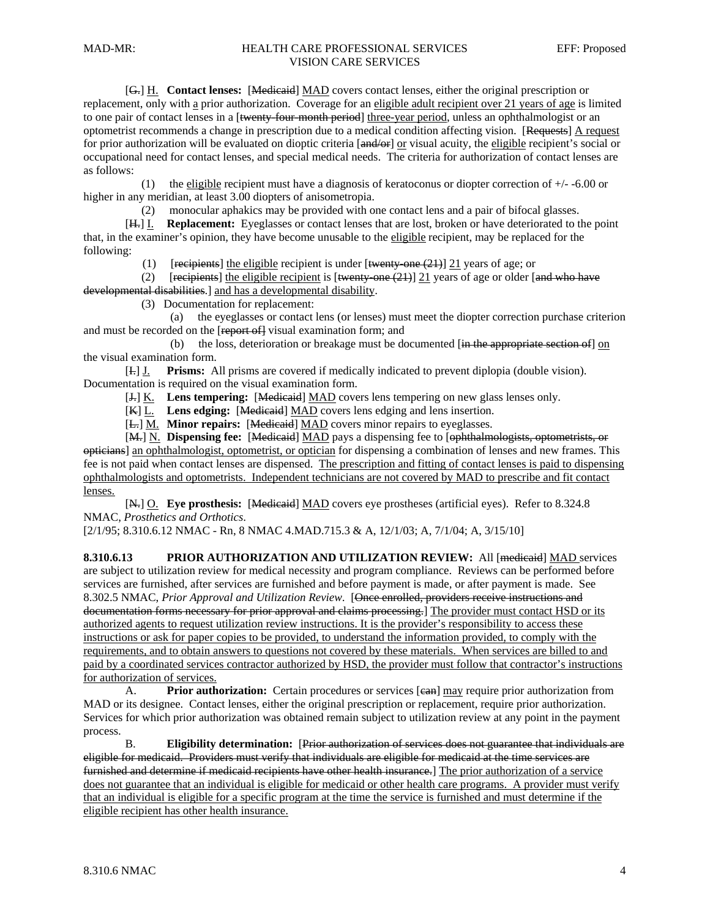[~~G.~~] H. **Contact lenses:** [~~Medicaid~~] MAD covers contact lenses, either the original prescription or replacement, only with a prior authorization. Coverage for an eligible adult recipient over 21 years of age is limited to one pair of contact lenses in a [~~twenty-four-month period~~] three-year period, unless an ophthalmologist or an optometrist recommends a change in prescription due to a medical condition affecting vision. [~~Requests~~] A request for prior authorization will be evaluated on dioptic criteria [~~and/or~~] or visual acuity, the eligible recipient's social or occupational need for contact lenses, and special medical needs. The criteria for authorization of contact lenses are as follows:

(1) the eligible recipient must have a diagnosis of keratoconus or diopter correction of +/- -6.00 or higher in any meridian, at least 3.00 diopters of anisometropia.

(2) monocular aphakics may be provided with one contact lens and a pair of bifocal glasses.

[~~H.~~] I. **Replacement:** Eyeglasses or contact lenses that are lost, broken or have deteriorated to the point that, in the examiner's opinion, they have become unusable to the eligible recipient, may be replaced for the following:

(1) [~~recipients~~] the eligible recipient is under [~~twenty-one (21)~~] 21 years of age; or

(2) [~~recipients~~] the eligible recipient is [~~twenty-one (21)~~] 21 years of age or older [~~and who have developmental disabilities.~~] and has a developmental disability.

(3) Documentation for replacement:

(a) the eyeglasses or contact lens (or lenses) must meet the diopter correction purchase criterion and must be recorded on the [~~report of~~] visual examination form; and

(b) the loss, deterioration or breakage must be documented [~~in the appropriate section of~~] on the visual examination form.

[~~I.~~] J. **Prisms:** All prisms are covered if medically indicated to prevent diplopia (double vision). Documentation is required on the visual examination form.

[~~J.~~] K. **Lens tempering:** [~~Medicaid~~] MAD covers lens tempering on new glass lenses only.

[~~K~~] L. **Lens edging:** [~~Medicaid~~] MAD covers lens edging and lens insertion.

[~~L.~~] M. **Minor repairs:** [~~Medicaid~~] MAD covers minor repairs to eyeglasses.

[~~M.~~] N. **Dispensing fee:** [~~Medicaid~~] MAD pays a dispensing fee to [~~ophthalmologists, optometrists, or opticians~~] an ophthalmologist, optometrist, or optician for dispensing a combination of lenses and new frames. This fee is not paid when contact lenses are dispensed. The prescription and fitting of contact lenses is paid to dispensing ophthalmologists and optometrists. Independent technicians are not covered by MAD to prescribe and fit contact lenses.

[~~N.~~] O. **Eye prosthesis:** [~~Medicaid~~] MAD covers eye prostheses (artificial eyes). Refer to 8.324.8 NMAC, *Prosthetics and Orthotics*.

[2/1/95; 8.310.6.12 NMAC - Rn, 8 NMAC 4.MAD.715.3 & A, 12/1/03; A, 7/1/04; A, 3/15/10]

**8.310.6.13 PRIOR AUTHORIZATION AND UTILIZATION REVIEW:** All [~~medicaid~~] MAD services are subject to utilization review for medical necessity and program compliance. Reviews can be performed before services are furnished, after services are furnished and before payment is made, or after payment is made. See 8.302.5 NMAC, *Prior Approval and Utilization Review*. [~~Once enrolled, providers receive instructions and documentation forms necessary for prior approval and claims processing.~~] The provider must contact HSD or its authorized agents to request utilization review instructions. It is the provider's responsibility to access these instructions or ask for paper copies to be provided, to understand the information provided, to comply with the requirements, and to obtain answers to questions not covered by these materials. When services are billed to and paid by a coordinated services contractor authorized by HSD, the provider must follow that contractor's instructions for authorization of services.

A. **Prior authorization:** Certain procedures or services [~~can~~] may require prior authorization from MAD or its designee. Contact lenses, either the original prescription or replacement, require prior authorization. Services for which prior authorization was obtained remain subject to utilization review at any point in the payment process.

B. **Eligibility determination:** [~~Prior authorization of services does not guarantee that individuals are eligible for medicaid. Providers must verify that individuals are eligible for medicaid at the time services are furnished and determine if medicaid recipients have other health insurance.~~] The prior authorization of a service does not guarantee that an individual is eligible for medicaid or other health care programs. A provider must verify that an individual is eligible for a specific program at the time the service is furnished and must determine if the eligible recipient has other health insurance.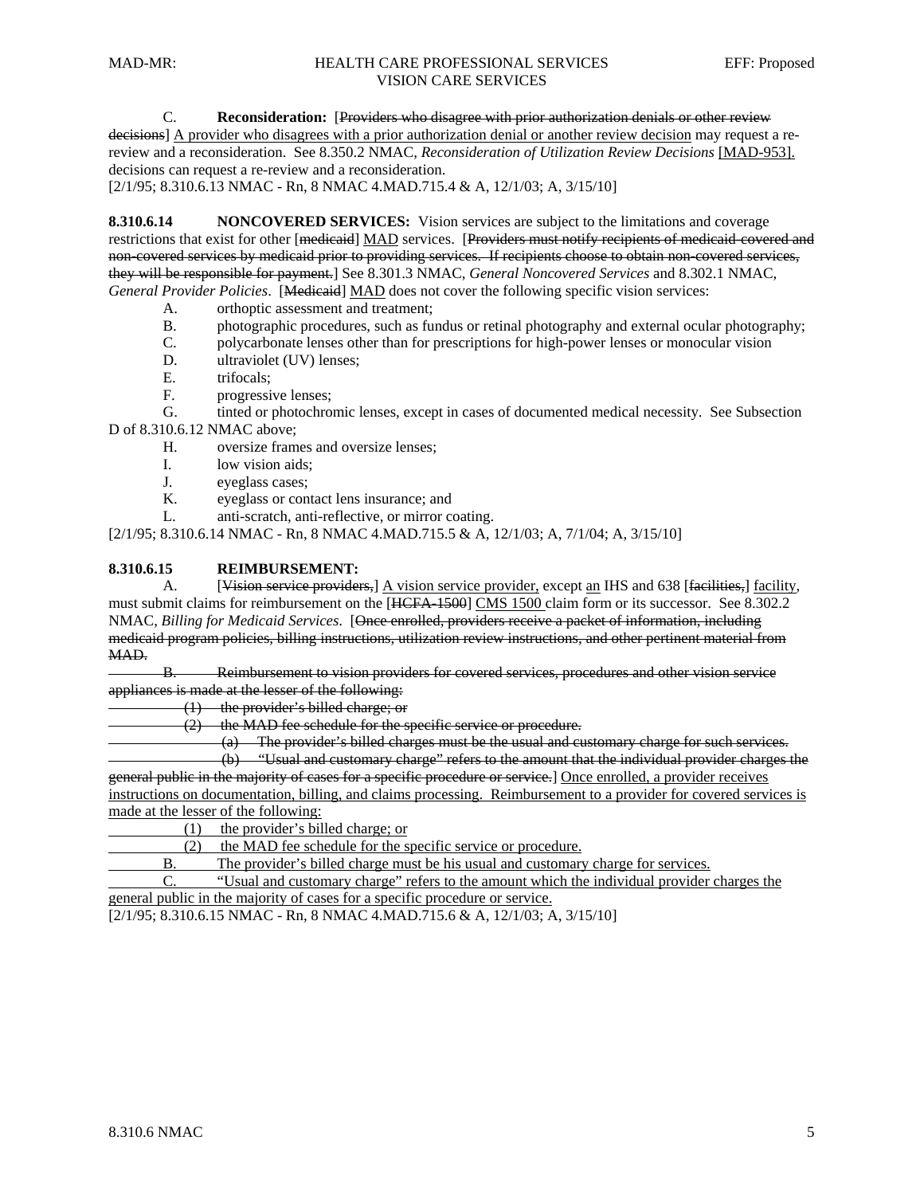C. **Reconsideration:** [~~Providers who disagree with prior authorization denials or other review decisions~~] <u>A provider who disagrees with a prior authorization denial or another review decision</u> may request a re-review and a reconsideration. See 8.350.2 NMAC, *Reconsideration of Utilization Review Decisions* <u>[MAD-953].</u> decisions can request a re-review and a reconsideration.
[2/1/95; 8.310.6.13 NMAC - Rn, 8 NMAC 4.MAD.715.4 & A, 12/1/03; A, 3/15/10]

**8.310.6.14 NONCOVERED SERVICES:** Vision services are subject to the limitations and coverage restrictions that exist for other [~~medicaid~~] <u>MAD</u> services. [~~Providers must notify recipients of medicaid-covered and non-covered services by medicaid prior to providing services. If recipients choose to obtain non-covered services, they will be responsible for payment.~~] See 8.301.3 NMAC, *General Noncovered Services* and 8.302.1 NMAC, *General Provider Policies*. [~~Medicaid~~] <u>MAD</u> does not cover the following specific vision services:

A. orthoptic assessment and treatment;
B. photographic procedures, such as fundus or retinal photography and external ocular photography;
C. polycarbonate lenses other than for prescriptions for high-power lenses or monocular vision
D. ultraviolet (UV) lenses;
E. trifocals;
F. progressive lenses;
G. tinted or photochromic lenses, except in cases of documented medical necessity. See Subsection D of 8.310.6.12 NMAC above;
H. oversize frames and oversize lenses;
I. low vision aids;
J. eyeglass cases;
K. eyeglass or contact lens insurance; and
L. anti-scratch, anti-reflective, or mirror coating.

[2/1/95; 8.310.6.14 NMAC - Rn, 8 NMAC 4.MAD.715.5 & A, 12/1/03; A, 7/1/04; A, 3/15/10]

**8.310.6.15 REIMBURSEMENT:**

A. [~~Vision service providers,~~] <u>A vision service provider,</u> except <u>an</u> IHS and 638 [~~facilities,~~] <u>facility</u>, must submit claims for reimbursement on the [~~HCFA-1500~~] <u>CMS 1500</u> claim form or its successor. See 8.302.2 NMAC, *Billing for Medicaid Services*. [~~Once enrolled, providers receive a packet of information, including medicaid program policies, billing instructions, utilization review instructions, and other pertinent material from MAD.~~

~~B. Reimbursement to vision providers for covered services, procedures and other vision service appliances is made at the lesser of the following:~~

~~(1) the provider's billed charge; or~~

~~(2) the MAD fee schedule for the specific service or procedure.~~

~~(a) The provider's billed charges must be the usual and customary charge for such services.~~

~~(b) "Usual and customary charge" refers to the amount that the individual provider charges the general public in the majority of cases for a specific procedure or service.~~] <u>Once enrolled, a provider receives instructions on documentation, billing, and claims processing. Reimbursement to a provider for covered services is made at the lesser of the following:</u>

<u>(1) the provider's billed charge; or</u>

<u>(2) the MAD fee schedule for the specific service or procedure.</u>

<u>B. The provider's billed charge must be his usual and customary charge for services.</u>

<u>C. "Usual and customary charge" refers to the amount which the individual provider charges the general public in the majority of cases for a specific procedure or service.</u>

[2/1/95; 8.310.6.15 NMAC - Rn, 8 NMAC 4.MAD.715.6 & A, 12/1/03; A, 3/15/10]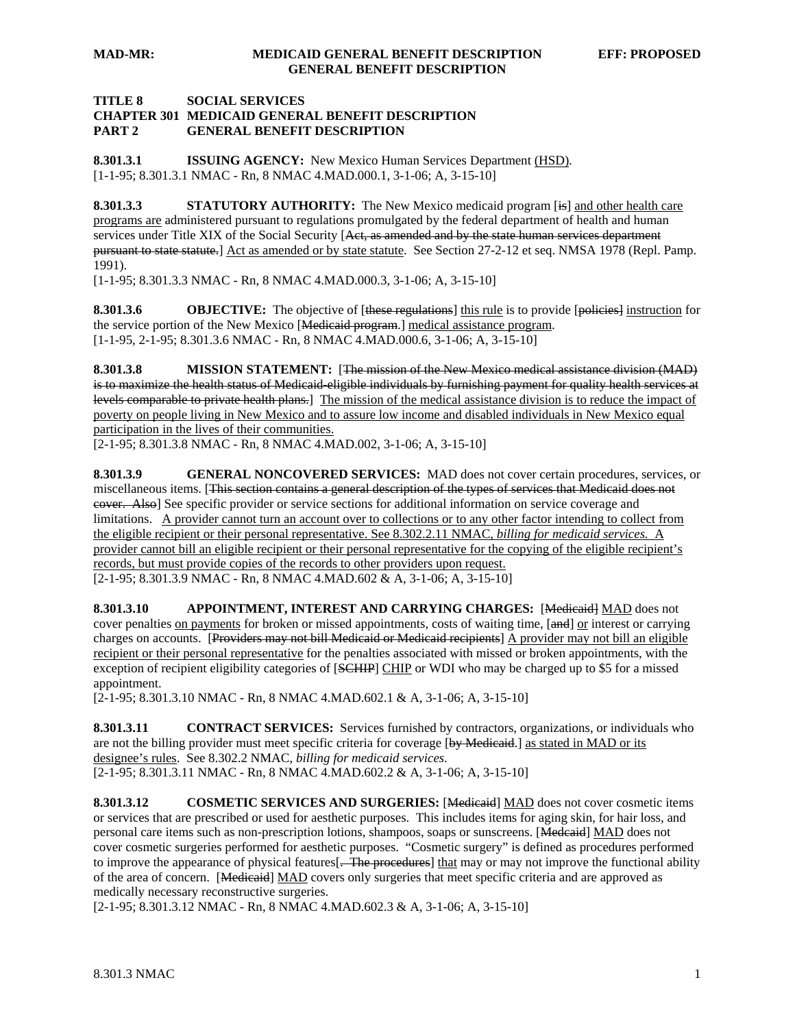**TITLE 8 SOCIAL SERVICES**
**CHAPTER 301 MEDICAID GENERAL BENEFIT DESCRIPTION**
**PART 2 GENERAL BENEFIT DESCRIPTION**

**8.301.3.1 ISSUING AGENCY:** New Mexico Human Services Department <u>(HSD)</u>.
[1-1-95; 8.301.3.1 NMAC - Rn, 8 NMAC 4.MAD.000.1, 3-1-06; A, 3-15-10]

**8.301.3.3 STATUTORY AUTHORITY:** The New Mexico medicaid program [~~is~~] <u>and other health care programs are</u> administered pursuant to regulations promulgated by the federal department of health and human services under Title XIX of the Social Security [~~Act, as amended and by the state human services department pursuant to state statute.~~] <u>Act as amended or by state statute</u>. See Section 27-2-12 et seq. NMSA 1978 (Repl. Pamp. 1991).
[1-1-95; 8.301.3.3 NMAC - Rn, 8 NMAC 4.MAD.000.3, 3-1-06; A, 3-15-10]

**8.301.3.6 OBJECTIVE:** The objective of [~~these regulations~~] <u>this rule</u> is to provide [~~policies~~] <u>instruction</u> for the service portion of the New Mexico [~~Medicaid program.~~] <u>medical assistance program</u>.
[1-1-95, 2-1-95; 8.301.3.6 NMAC - Rn, 8 NMAC 4.MAD.000.6, 3-1-06; A, 3-15-10]

**8.301.3.8 MISSION STATEMENT:** [~~The mission of the New Mexico medical assistance division (MAD) is to maximize the health status of Medicaid-eligible individuals by furnishing payment for quality health services at levels comparable to private health plans.~~] <u>The mission of the medical assistance division is to reduce the impact of poverty on people living in New Mexico and to assure low income and disabled individuals in New Mexico equal participation in the lives of their communities.</u>
[2-1-95; 8.301.3.8 NMAC - Rn, 8 NMAC 4.MAD.002, 3-1-06; A, 3-15-10]

**8.301.3.9 GENERAL NONCOVERED SERVICES:** MAD does not cover certain procedures, services, or miscellaneous items. [~~This section contains a general description of the types of services that Medicaid does not cover. Also~~] See specific provider or service sections for additional information on service coverage and limitations. <u>A provider cannot turn an account over to collections or to any other factor intending to collect from the eligible recipient or their personal representative. See 8.302.2.11 NMAC, *billing for medicaid services.* A provider cannot bill an eligible recipient or their personal representative for the copying of the eligible recipient's records, but must provide copies of the records to other providers upon request.</u>
[2-1-95; 8.301.3.9 NMAC - Rn, 8 NMAC 4.MAD.602 & A, 3-1-06; A, 3-15-10]

**8.301.3.10 APPOINTMENT, INTEREST AND CARRYING CHARGES:** [~~Medicaid~~] <u>MAD</u> does not cover penalties <u>on payments</u> for broken or missed appointments, costs of waiting time, [~~and~~] <u>or</u> interest or carrying charges on accounts. [~~Providers may not bill Medicaid or Medicaid recipients~~] <u>A provider may not bill an eligible recipient or their personal representative</u> for the penalties associated with missed or broken appointments, with the exception of recipient eligibility categories of [~~SCHIP~~] <u>CHIP</u> or WDI who may be charged up to $5 for a missed appointment.
[2-1-95; 8.301.3.10 NMAC - Rn, 8 NMAC 4.MAD.602.1 & A, 3-1-06; A, 3-15-10]

**8.301.3.11 CONTRACT SERVICES:** Services furnished by contractors, organizations, or individuals who are not the billing provider must meet specific criteria for coverage [~~by Medicaid.~~] <u>as stated in MAD or its designee's rules</u>. See 8.302.2 NMAC, *billing for medicaid services.*
[2-1-95; 8.301.3.11 NMAC - Rn, 8 NMAC 4.MAD.602.2 & A, 3-1-06; A, 3-15-10]

**8.301.3.12 COSMETIC SERVICES AND SURGERIES:** [~~Medicaid~~] <u>MAD</u> does not cover cosmetic items or services that are prescribed or used for aesthetic purposes. This includes items for aging skin, for hair loss, and personal care items such as non-prescription lotions, shampoos, soaps or sunscreens. [~~Medcaid~~] <u>MAD</u> does not cover cosmetic surgeries performed for aesthetic purposes. "Cosmetic surgery" is defined as procedures performed to improve the appearance of physical features[~~. The procedures~~] <u>that</u> may or may not improve the functional ability of the area of concern. [~~Medicaid~~] <u>MAD</u> covers only surgeries that meet specific criteria and are approved as medically necessary reconstructive surgeries.
[2-1-95; 8.301.3.12 NMAC - Rn, 8 NMAC 4.MAD.602.3 & A, 3-1-06; A, 3-15-10]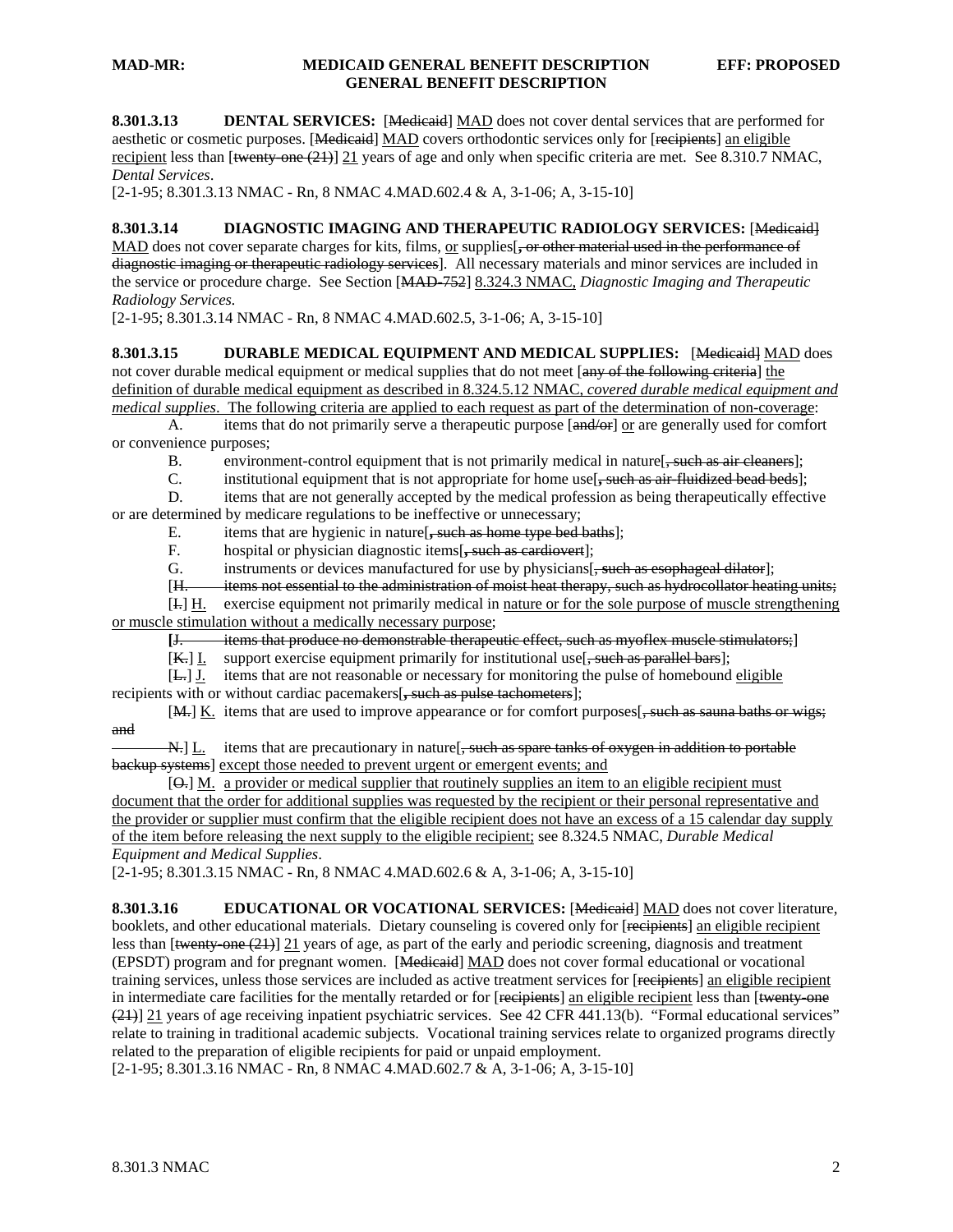**8.301.3.13 DENTAL SERVICES:** [~~Medicaid~~] <u>MAD</u> does not cover dental services that are performed for aesthetic or cosmetic purposes. [~~Medicaid~~] <u>MAD</u> covers orthodontic services only for [~~recipients~~] <u>an eligible recipient</u> less than [~~twenty-one (21)~~] <u>21</u> years of age and only when specific criteria are met. See 8.310.7 NMAC, *Dental Services*.
[2-1-95; 8.301.3.13 NMAC - Rn, 8 NMAC 4.MAD.602.4 & A, 3-1-06; A, 3-15-10]

**8.301.3.14 DIAGNOSTIC IMAGING AND THERAPEUTIC RADIOLOGY SERVICES:** [~~Medicaid~~] <u>MAD</u> does not cover separate charges for kits, films, <u>or</u> supplies[~~, or other material used in the performance of diagnostic imaging or therapeutic radiology services~~]. All necessary materials and minor services are included in the service or procedure charge. See Section [~~MAD-752~~] <u>8.324.3 NMAC,</u> *Diagnostic Imaging and Therapeutic Radiology Services.*
[2-1-95; 8.301.3.14 NMAC - Rn, 8 NMAC 4.MAD.602.5, 3-1-06; A, 3-15-10]

**8.301.3.15 DURABLE MEDICAL EQUIPMENT AND MEDICAL SUPPLIES:** [~~Medicaid~~] <u>MAD</u> does not cover durable medical equipment or medical supplies that do not meet [~~any of the following criteria~~] <u>the definition of durable medical equipment as described in 8.324.5.12 NMAC, *covered durable medical equipment and medical supplies*. The following criteria are applied to each request as part of the determination of non-coverage</u>:

A. items that do not primarily serve a therapeutic purpose [~~and/or~~] <u>or</u> are generally used for comfort or convenience purposes;

B. environment-control equipment that is not primarily medical in nature[~~, such as air cleaners~~];

C. institutional equipment that is not appropriate for home use[~~, such as air-fluidized bead beds~~];

D. items that are not generally accepted by the medical profession as being therapeutically effective or are determined by medicare regulations to be ineffective or unnecessary;

E. items that are hygienic in nature[~~, such as home type bed baths~~];

F. hospital or physician diagnostic items[~~, such as cardiovert~~];

G. instruments or devices manufactured for use by physicians[~~, such as esophageal dilator~~];

[~~H. items not essential to the administration of moist heat therapy, such as hydrocollator heating units;~~

[~~I.~~] <u>H.</u> exercise equipment not primarily medical in <u>nature or for the sole purpose of muscle strengthening or muscle stimulation without a medically necessary purpose</u>;

[~~J. items that produce no demonstrable therapeutic effect, such as myoflex muscle stimulators;~~]

[~~K.~~] <u>I.</u> support exercise equipment primarily for institutional use[~~, such as parallel bars~~];

[~~L.~~] <u>J.</u> items that are not reasonable or necessary for monitoring the pulse of homebound <u>eligible</u> recipients with or without cardiac pacemakers[~~, such as pulse tachometers~~];

[~~M.~~] <u>K.</u> items that are used to improve appearance or for comfort purposes[~~, such as sauna baths or wigs; and~~

~~N.~~] <u>L.</u> items that are precautionary in nature[~~, such as spare tanks of oxygen in addition to portable backup systems~~] <u>except those needed to prevent urgent or emergent events; and</u>

[~~O.~~] <u>M. a provider or medical supplier that routinely supplies an item to an eligible recipient must document that the order for additional supplies was requested by the recipient or their personal representative and the provider or supplier must confirm that the eligible recipient does not have an excess of a 15 calendar day supply of the item before releasing the next supply to the eligible recipient;</u> see 8.324.5 NMAC, *Durable Medical Equipment and Medical Supplies*.
[2-1-95; 8.301.3.15 NMAC - Rn, 8 NMAC 4.MAD.602.6 & A, 3-1-06; A, 3-15-10]

**8.301.3.16 EDUCATIONAL OR VOCATIONAL SERVICES:** [~~Medicaid~~] <u>MAD</u> does not cover literature, booklets, and other educational materials. Dietary counseling is covered only for [~~recipients~~] <u>an eligible recipient</u> less than [~~twenty-one (21)~~] <u>21</u> years of age, as part of the early and periodic screening, diagnosis and treatment (EPSDT) program and for pregnant women. [~~Medicaid~~] <u>MAD</u> does not cover formal educational or vocational training services, unless those services are included as active treatment services for [~~recipients~~] <u>an eligible recipient</u> in intermediate care facilities for the mentally retarded or for [~~recipients~~] <u>an eligible recipient</u> less than [~~twenty-one (21)~~] <u>21</u> years of age receiving inpatient psychiatric services. See 42 CFR 441.13(b). "Formal educational services" relate to training in traditional academic subjects. Vocational training services relate to organized programs directly related to the preparation of eligible recipients for paid or unpaid employment.
[2-1-95; 8.301.3.16 NMAC - Rn, 8 NMAC 4.MAD.602.7 & A, 3-1-06; A, 3-15-10]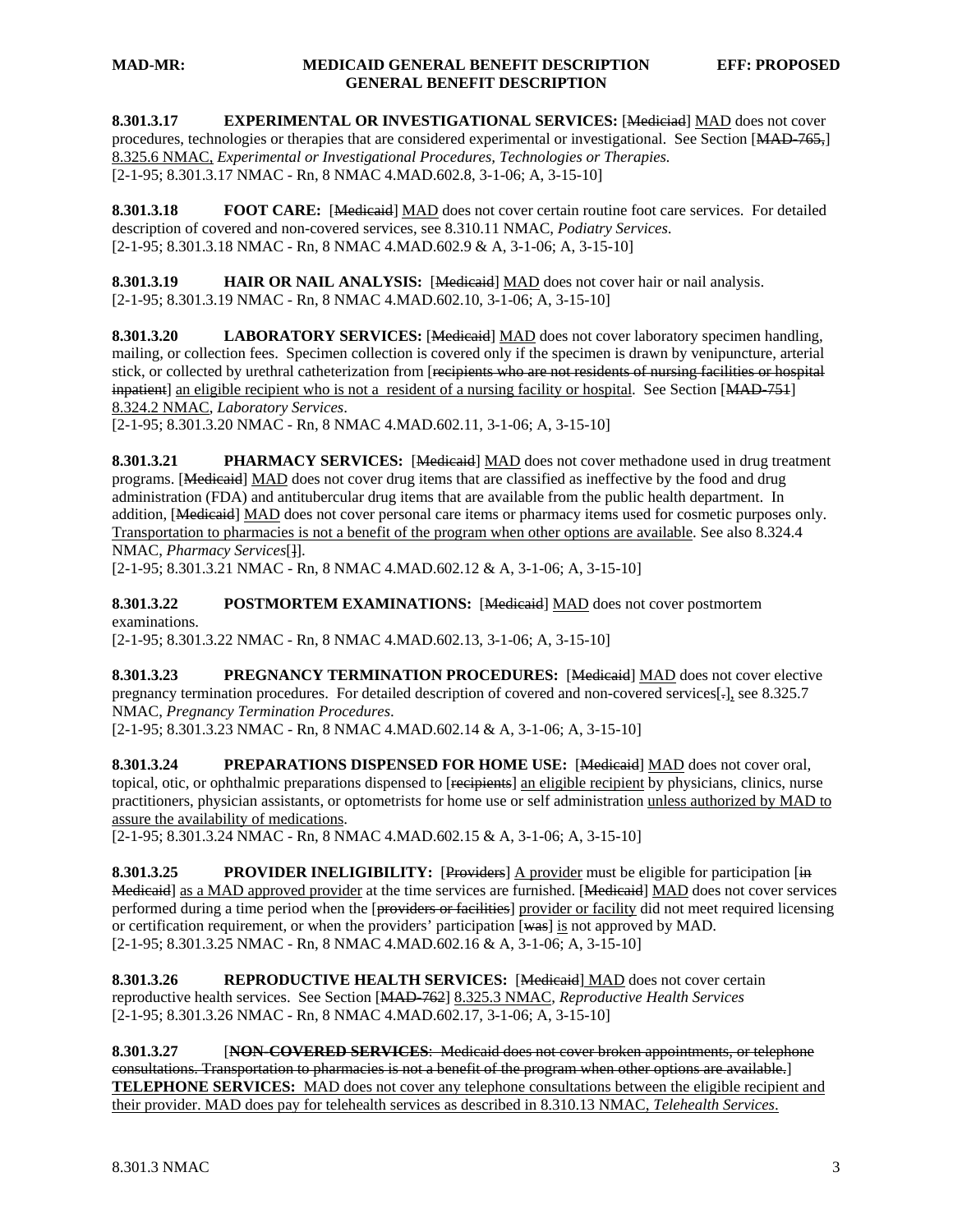**8.301.3.17 EXPERIMENTAL OR INVESTIGATIONAL SERVICES:** [~~Medicaid~~] MAD does not cover procedures, technologies or therapies that are considered experimental or investigational. See Section [~~MAD-765,~~] 8.325.6 NMAC, *Experimental or Investigational Procedures, Technologies or Therapies.*
[2-1-95; 8.301.3.17 NMAC - Rn, 8 NMAC 4.MAD.602.8, 3-1-06; A, 3-15-10]

**8.301.3.18 FOOT CARE:** [~~Medicaid~~] MAD does not cover certain routine foot care services. For detailed description of covered and non-covered services, see 8.310.11 NMAC, *Podiatry Services*.
[2-1-95; 8.301.3.18 NMAC - Rn, 8 NMAC 4.MAD.602.9 & A, 3-1-06; A, 3-15-10]

**8.301.3.19 HAIR OR NAIL ANALYSIS:** [~~Medicaid~~] MAD does not cover hair or nail analysis.
[2-1-95; 8.301.3.19 NMAC - Rn, 8 NMAC 4.MAD.602.10, 3-1-06; A, 3-15-10]

**8.301.3.20 LABORATORY SERVICES:** [~~Medicaid~~] MAD does not cover laboratory specimen handling, mailing, or collection fees. Specimen collection is covered only if the specimen is drawn by venipuncture, arterial stick, or collected by urethral catheterization from [~~recipients who are not residents of nursing facilities or hospital inpatient~~] an eligible recipient who is not a resident of a nursing facility or hospital. See Section [~~MAD-751~~] 8.324.2 NMAC, *Laboratory Services*.
[2-1-95; 8.301.3.20 NMAC - Rn, 8 NMAC 4.MAD.602.11, 3-1-06; A, 3-15-10]

**8.301.3.21 PHARMACY SERVICES:** [~~Medicaid~~] MAD does not cover methadone used in drug treatment programs. [~~Medicaid~~] MAD does not cover drug items that are classified as ineffective by the food and drug administration (FDA) and antitubercular drug items that are available from the public health department. In addition, [~~Medicaid~~] MAD does not cover personal care items or pharmacy items used for cosmetic purposes only. Transportation to pharmacies is not a benefit of the program when other options are available. See also 8.324.4 NMAC, *Pharmacy Services*[~~]~~].
[2-1-95; 8.301.3.21 NMAC - Rn, 8 NMAC 4.MAD.602.12 & A, 3-1-06; A, 3-15-10]

**8.301.3.22 POSTMORTEM EXAMINATIONS:** [~~Medicaid~~] MAD does not cover postmortem examinations.
[2-1-95; 8.301.3.22 NMAC - Rn, 8 NMAC 4.MAD.602.13, 3-1-06; A, 3-15-10]

**8.301.3.23 PREGNANCY TERMINATION PROCEDURES:** [~~Medicaid~~] MAD does not cover elective pregnancy termination procedures. For detailed description of covered and non-covered services[~~.~~], see 8.325.7 NMAC, *Pregnancy Termination Procedures*.
[2-1-95; 8.301.3.23 NMAC - Rn, 8 NMAC 4.MAD.602.14 & A, 3-1-06; A, 3-15-10]

**8.301.3.24 PREPARATIONS DISPENSED FOR HOME USE:** [~~Medicaid~~] MAD does not cover oral, topical, otic, or ophthalmic preparations dispensed to [~~recipients~~] an eligible recipient by physicians, clinics, nurse practitioners, physician assistants, or optometrists for home use or self administration unless authorized by MAD to assure the availability of medications.
[2-1-95; 8.301.3.24 NMAC - Rn, 8 NMAC 4.MAD.602.15 & A, 3-1-06; A, 3-15-10]

**8.301.3.25 PROVIDER INELIGIBILITY:** [~~Providers~~] A provider must be eligible for participation [~~in Medicaid~~] as a MAD approved provider at the time services are furnished. [~~Medicaid~~] MAD does not cover services performed during a time period when the [~~providers or facilities~~] provider or facility did not meet required licensing or certification requirement, or when the providers' participation [~~was~~] is not approved by MAD.
[2-1-95; 8.301.3.25 NMAC - Rn, 8 NMAC 4.MAD.602.16 & A, 3-1-06; A, 3-15-10]

**8.301.3.26 REPRODUCTIVE HEALTH SERVICES:** [~~Medicaid~~] MAD does not cover certain reproductive health services. See Section [~~MAD-762~~] 8.325.3 NMAC, *Reproductive Health Services*
[2-1-95; 8.301.3.26 NMAC - Rn, 8 NMAC 4.MAD.602.17, 3-1-06; A, 3-15-10]

**8.301.3.27** [~~**NON-COVERED SERVICES**: Medicaid does not cover broken appointments, or telephone consultations. Transportation to pharmacies is not a benefit of the program when other options are available.~~] **TELEPHONE SERVICES:** MAD does not cover any telephone consultations between the eligible recipient and their provider. MAD does pay for telehealth services as described in 8.310.13 NMAC, *Telehealth Services*.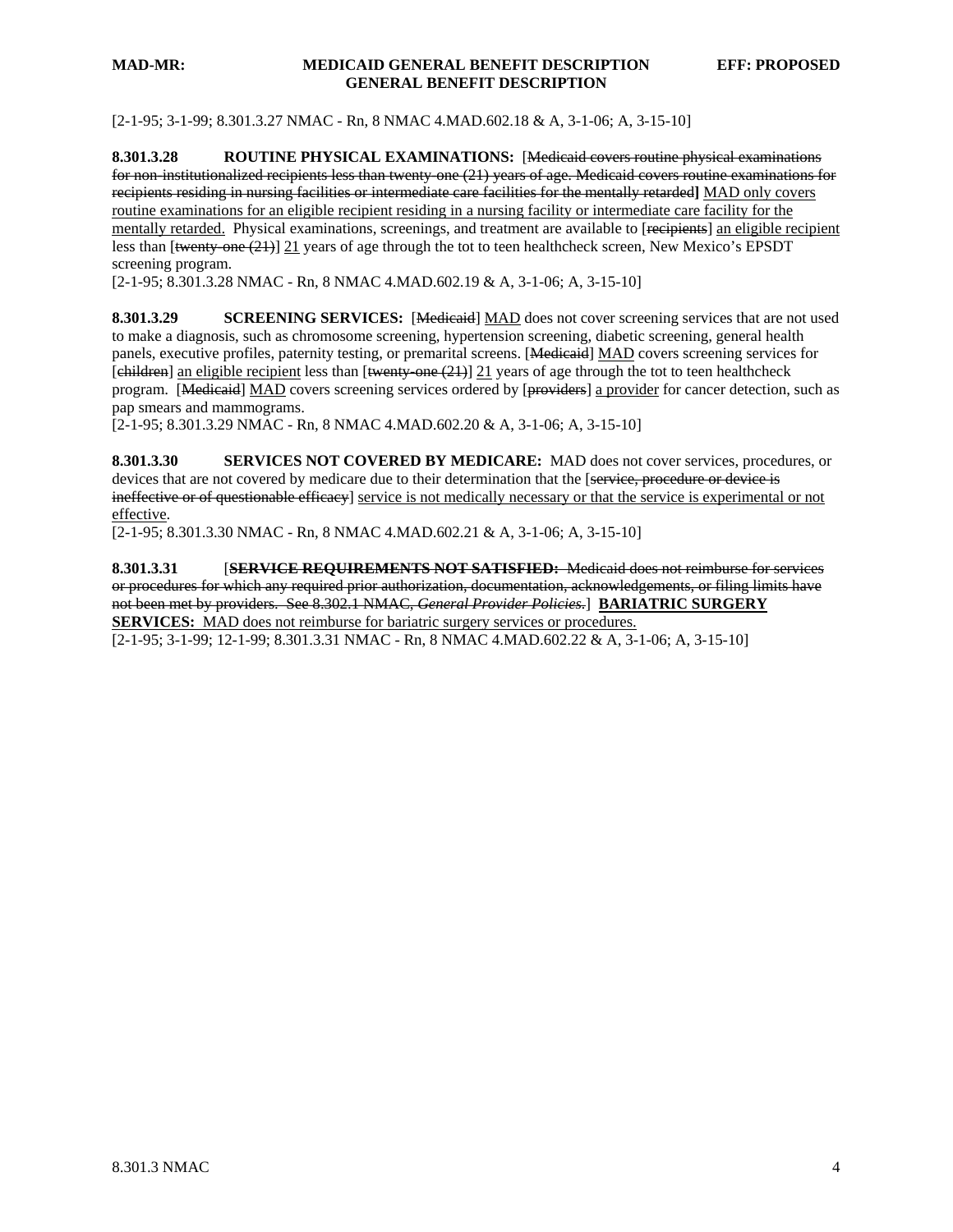[2-1-95; 3-1-99; 8.301.3.27 NMAC - Rn, 8 NMAC 4.MAD.602.18 & A, 3-1-06; A, 3-15-10]

**8.301.3.28 ROUTINE PHYSICAL EXAMINATIONS:** [~~Medicaid covers routine physical examinations for non-institutionalized recipients less than twenty-one (21) years of age. Medicaid covers routine examinations for recipients residing in nursing facilities or intermediate care facilities for the mentally retarded~~] MAD only covers routine examinations for an eligible recipient residing in a nursing facility or intermediate care facility for the mentally retarded. Physical examinations, screenings, and treatment are available to [~~recipients~~] an eligible recipient less than [~~twenty-one (21)~~] 21 years of age through the tot to teen healthcheck screen, New Mexico's EPSDT screening program.

[2-1-95; 8.301.3.28 NMAC - Rn, 8 NMAC 4.MAD.602.19 & A, 3-1-06; A, 3-15-10]

**8.301.3.29 SCREENING SERVICES:** [~~Medicaid~~] MAD does not cover screening services that are not used to make a diagnosis, such as chromosome screening, hypertension screening, diabetic screening, general health panels, executive profiles, paternity testing, or premarital screens. [~~Medicaid~~] MAD covers screening services for [~~children~~] an eligible recipient less than [~~twenty-one (21)~~] 21 years of age through the tot to teen healthcheck program. [~~Medicaid~~] MAD covers screening services ordered by [~~providers~~] a provider for cancer detection, such as pap smears and mammograms.

[2-1-95; 8.301.3.29 NMAC - Rn, 8 NMAC 4.MAD.602.20 & A, 3-1-06; A, 3-15-10]

**8.301.3.30 SERVICES NOT COVERED BY MEDICARE:** MAD does not cover services, procedures, or devices that are not covered by medicare due to their determination that the [~~service, procedure or device is ineffective or of questionable efficacy~~] service is not medically necessary or that the service is experimental or not effective.

[2-1-95; 8.301.3.30 NMAC - Rn, 8 NMAC 4.MAD.602.21 & A, 3-1-06; A, 3-15-10]

**8.301.3.31** [~~**SERVICE REQUIREMENTS NOT SATISFIED:** Medicaid does not reimburse for services or procedures for which any required prior authorization, documentation, acknowledgements, or filing limits have not been met by providers. See 8.302.1 NMAC, *General Provider Policies.*~~] **BARIATRIC SURGERY SERVICES:** MAD does not reimburse for bariatric surgery services or procedures.

[2-1-95; 3-1-99; 12-1-99; 8.301.3.31 NMAC - Rn, 8 NMAC 4.MAD.602.22 & A, 3-1-06; A, 3-15-10]